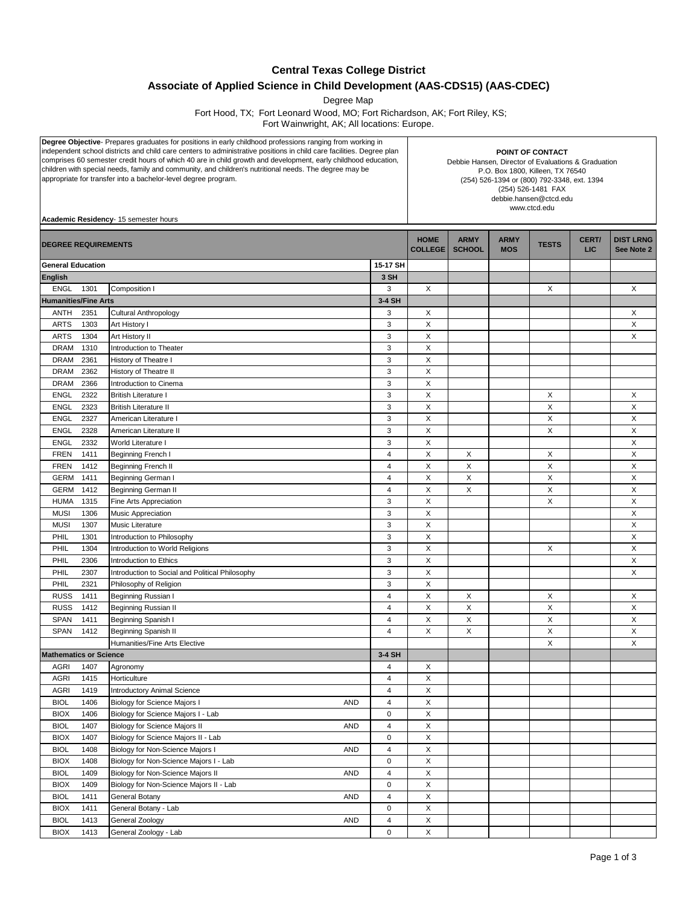# Central Texas College District

## Associate of Applied Science in Child Development (AAS-CDS15) (AAS-CDEC)

Degree Map

Fort Hood, TX; Fort Leonard Wood, MO; Fort Richardson, AK; Fort Riley, KS;
Fort Wainwright, AK; All locations: Europe.

**Degree Objective**- Prepares graduates for positions in early childhood professions ranging from working in independent school districts and child care centers to administrative positions in child care facilities. Degree plan comprises 60 semester credit hours of which 40 are in child growth and development, early childhood education, children with special needs, family and community, and children's nutritional needs. The degree may be appropriate for transfer into a bachelor-level degree program.

**Academic Residency**- 15 semester hours

**POINT OF CONTACT**
Debbie Hansen, Director of Evaluations & Graduation
P.O. Box 1800, Killeen, TX 76540
(254) 526-1394 or (800) 792-3348, ext. 1394
(254) 526-1481 FAX
debbie.hansen@ctcd.edu
www.ctcd.edu

| DEGREE REQUIREMENTS | | | | | HOME COLLEGE | ARMY SCHOOL | ARMY MOS | TESTS | CERT/ LIC | DIST LRNG See Note 2 |
|---|---|---|---|---|---|---|---|---|---|---|
| **General Education** | | | | 15-17 SH | | | | | | |
| **English** | | | | 3 SH | | | | | | |
| ENGL | 1301 | Composition I | | 3 | X | | | X | | X |
| **Humanities/Fine Arts** | | | | 3-4 SH | | | | | | |
| ANTH | 2351 | Cultural Anthropology | | 3 | X | | | | | X |
| ARTS | 1303 | Art History I | | 3 | X | | | | | X |
| ARTS | 1304 | Art History II | | 3 | X | | | | | X |
| DRAM | 1310 | Introduction to Theater | | 3 | X | | | | | |
| DRAM | 2361 | History of Theatre I | | 3 | X | | | | | |
| DRAM | 2362 | History of Theatre II | | 3 | X | | | | | |
| DRAM | 2366 | Introduction to Cinema | | 3 | X | | | | | |
| ENGL | 2322 | British Literature I | | 3 | X | | | X | | X |
| ENGL | 2323 | British Literature II | | 3 | X | | | X | | X |
| ENGL | 2327 | American Literature I | | 3 | X | | | X | | X |
| ENGL | 2328 | American Literature II | | 3 | X | | | X | | X |
| ENGL | 2332 | World Literature I | | 3 | X | | | | | X |
| FREN | 1411 | Beginning French I | | 4 | X | X | | X | | X |
| FREN | 1412 | Beginning French II | | 4 | X | X | | X | | X |
| GERM | 1411 | Beginning German I | | 4 | X | X | | X | | X |
| GERM | 1412 | Beginning German II | | 4 | X | X | | X | | X |
| HUMA | 1315 | Fine Arts Appreciation | | 3 | X | | | X | | X |
| MUSI | 1306 | Music Appreciation | | 3 | X | | | | | X |
| MUSI | 1307 | Music Literature | | 3 | X | | | | | X |
| PHIL | 1301 | Introduction to Philosophy | | 3 | X | | | | | X |
| PHIL | 1304 | Introduction to World Religions | | 3 | X | | | X | | X |
| PHIL | 2306 | Introduction to Ethics | | 3 | X | | | | | X |
| PHIL | 2307 | Introduction to Social and Political Philosophy | | 3 | X | | | | | X |
| PHIL | 2321 | Philosophy of Religion | | 3 | X | | | | | |
| RUSS | 1411 | Beginning Russian I | | 4 | X | X | | X | | X |
| RUSS | 1412 | Beginning Russian II | | 4 | X | X | | X | | X |
| SPAN | 1411 | Beginning Spanish I | | 4 | X | X | | X | | X |
| SPAN | 1412 | Beginning Spanish II | | 4 | X | X | | X | | X |
| | | Humanities/Fine Arts Elective | | | | | | X | | X |
| **Mathematics or Science** | | | | 3-4 SH | | | | | | |
| AGRI | 1407 | Agronomy | | 4 | X | | | | | |
| AGRI | 1415 | Horticulture | | 4 | X | | | | | |
| AGRI | 1419 | Introductory Animal Science | | 4 | X | | | | | |
| BIOL | 1406 | Biology for Science Majors I | AND | 4 | X | | | | | |
| BIOX | 1406 | Biology for Science Majors I - Lab | | 0 | X | | | | | |
| BIOL | 1407 | Biology for Science Majors II | AND | 4 | X | | | | | |
| BIOX | 1407 | Biology for Science Majors II - Lab | | 0 | X | | | | | |
| BIOL | 1408 | Biology for Non-Science Majors I | AND | 4 | X | | | | | |
| BIOX | 1408 | Biology for Non-Science Majors I - Lab | | 0 | X | | | | | |
| BIOL | 1409 | Biology for Non-Science Majors II | AND | 4 | X | | | | | |
| BIOX | 1409 | Biology for Non-Science Majors II - Lab | | 0 | X | | | | | |
| BIOL | 1411 | General Botany | AND | 4 | X | | | | | |
| BIOX | 1411 | General Botany - Lab | | 0 | X | | | | | |
| BIOL | 1413 | General Zoology | AND | 4 | X | | | | | |
| BIOX | 1413 | General Zoology - Lab | | 0 | X | | | | | |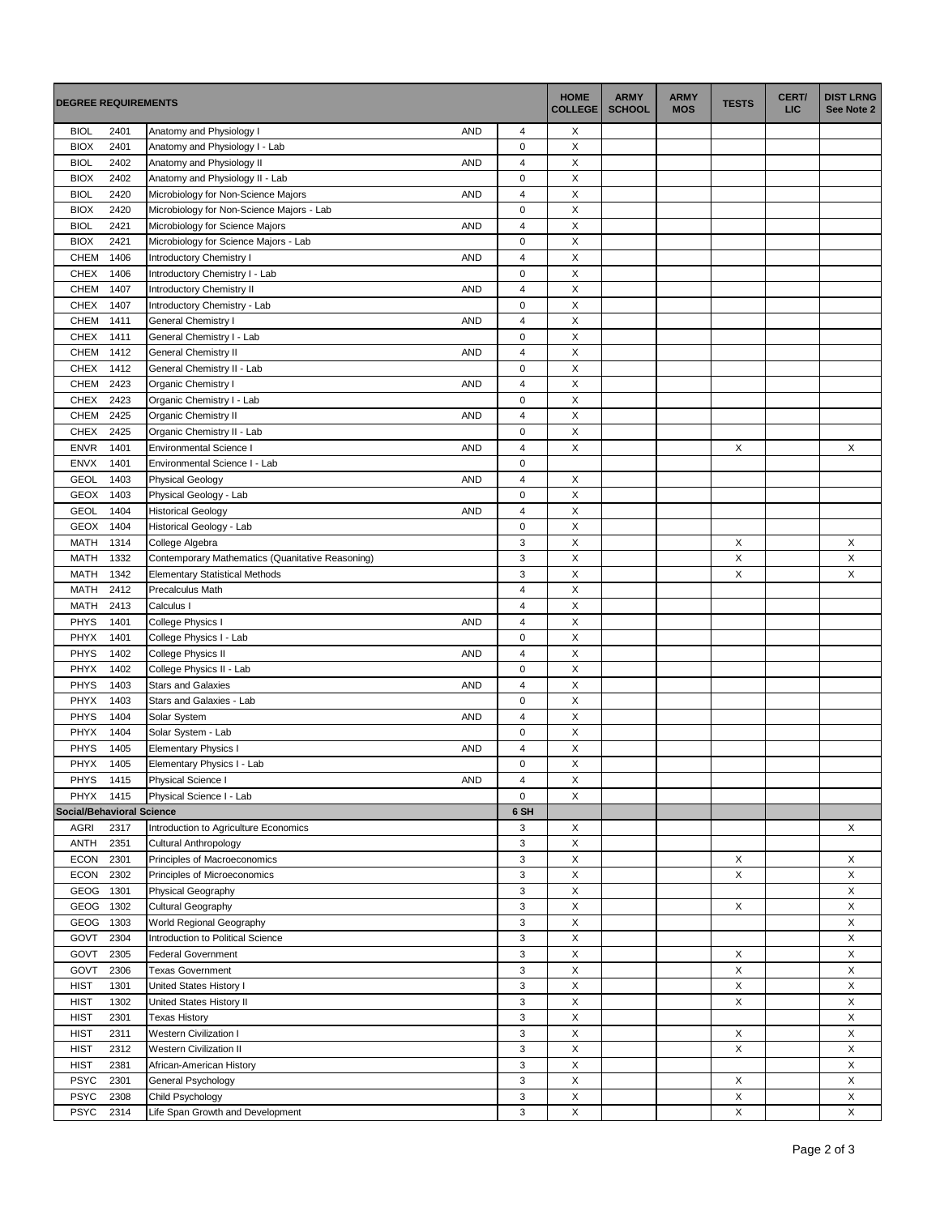| DEGREE REQUIREMENTS | | | | | HOME COLLEGE | ARMY SCHOOL | ARMY MOS | TESTS | CERT/ LIC | DIST LRNG See Note 2 |
|---|---|---|---|---|---|---|---|---|---|---|
| BIOL | 2401 | Anatomy and Physiology I | AND | 4 | X | | | | | |
| BIOX | 2401 | Anatomy and Physiology I - Lab | | 0 | X | | | | | |
| BIOL | 2402 | Anatomy and Physiology II | AND | 4 | X | | | | | |
| BIOX | 2402 | Anatomy and Physiology II - Lab | | 0 | X | | | | | |
| BIOL | 2420 | Microbiology for Non-Science Majors | AND | 4 | X | | | | | |
| BIOX | 2420 | Microbiology for Non-Science Majors - Lab | | 0 | X | | | | | |
| BIOL | 2421 | Microbiology for Science Majors | AND | 4 | X | | | | | |
| BIOX | 2421 | Microbiology for Science Majors - Lab | | 0 | X | | | | | |
| CHEM | 1406 | Introductory Chemistry I | AND | 4 | X | | | | | |
| CHEX | 1406 | Introductory Chemistry I - Lab | | 0 | X | | | | | |
| CHEM | 1407 | Introductory Chemistry II | AND | 4 | X | | | | | |
| CHEX | 1407 | Introductory Chemistry - Lab | | 0 | X | | | | | |
| CHEM | 1411 | General Chemistry I | AND | 4 | X | | | | | |
| CHEX | 1411 | General Chemistry I - Lab | | 0 | X | | | | | |
| CHEM | 1412 | General Chemistry II | AND | 4 | X | | | | | |
| CHEX | 1412 | General Chemistry II - Lab | | 0 | X | | | | | |
| CHEM | 2423 | Organic Chemistry I | AND | 4 | X | | | | | |
| CHEX | 2423 | Organic Chemistry I - Lab | | 0 | X | | | | | |
| CHEM | 2425 | Organic Chemistry II | AND | 4 | X | | | | | |
| CHEX | 2425 | Organic Chemistry II - Lab | | 0 | X | | | | | |
| ENVR | 1401 | Environmental Science I | AND | 4 | X | | | X | | X |
| ENVX | 1401 | Environmental Science I - Lab | | 0 | | | | | | |
| GEOL | 1403 | Physical Geology | AND | 4 | X | | | | | |
| GEOX | 1403 | Physical Geology - Lab | | 0 | X | | | | | |
| GEOL | 1404 | Historical Geology | AND | 4 | X | | | | | |
| GEOX | 1404 | Historical Geology - Lab | | 0 | X | | | | | |
| MATH | 1314 | College Algebra | | 3 | X | | | X | | X |
| MATH | 1332 | Contemporary Mathematics (Quanitative Reasoning) | | 3 | X | | | X | | X |
| MATH | 1342 | Elementary Statistical Methods | | 3 | X | | | X | | X |
| MATH | 2412 | Precalculus Math | | 4 | X | | | | | |
| MATH | 2413 | Calculus I | | 4 | X | | | | | |
| PHYS | 1401 | College Physics I | AND | 4 | X | | | | | |
| PHYX | 1401 | College Physics I - Lab | | 0 | X | | | | | |
| PHYS | 1402 | College Physics II | AND | 4 | X | | | | | |
| PHYX | 1402 | College Physics II - Lab | | 0 | X | | | | | |
| PHYS | 1403 | Stars and Galaxies | AND | 4 | X | | | | | |
| PHYX | 1403 | Stars and Galaxies - Lab | | 0 | X | | | | | |
| PHYS | 1404 | Solar System | AND | 4 | X | | | | | |
| PHYX | 1404 | Solar System - Lab | | 0 | X | | | | | |
| PHYS | 1405 | Elementary Physics I | AND | 4 | X | | | | | |
| PHYX | 1405 | Elementary Physics I - Lab | | 0 | X | | | | | |
| PHYS | 1415 | Physical Science I | AND | 4 | X | | | | | |
| PHYX | 1415 | Physical Science I - Lab | | 0 | X | | | | | |
| **Social/Behavioral Science** | | | | **6 SH** | | | | | | |
| AGRI | 2317 | Introduction to Agriculture Economics | | 3 | X | | | | | X |
| ANTH | 2351 | Cultural Anthropology | | 3 | X | | | | | |
| ECON | 2301 | Principles of Macroeconomics | | 3 | X | | | X | | X |
| ECON | 2302 | Principles of Microeconomics | | 3 | X | | | X | | X |
| GEOG | 1301 | Physical Geography | | 3 | X | | | | | X |
| GEOG | 1302 | Cultural Geography | | 3 | X | | | X | | X |
| GEOG | 1303 | World Regional Geography | | 3 | X | | | | | X |
| GOVT | 2304 | Introduction to Political Science | | 3 | X | | | | | X |
| GOVT | 2305 | Federal Government | | 3 | X | | | X | | X |
| GOVT | 2306 | Texas Government | | 3 | X | | | X | | X |
| HIST | 1301 | United States History I | | 3 | X | | | X | | X |
| HIST | 1302 | United States History II | | 3 | X | | | X | | X |
| HIST | 2301 | Texas History | | 3 | X | | | | | X |
| HIST | 2311 | Western Civilization I | | 3 | X | | | X | | X |
| HIST | 2312 | Western Civilization II | | 3 | X | | | X | | X |
| HIST | 2381 | African-American History | | 3 | X | | | | | X |
| PSYC | 2301 | General Psychology | | 3 | X | | | X | | X |
| PSYC | 2308 | Child Psychology | | 3 | X | | | X | | X |
| PSYC | 2314 | Life Span Growth and Development | | 3 | X | | | X | | X |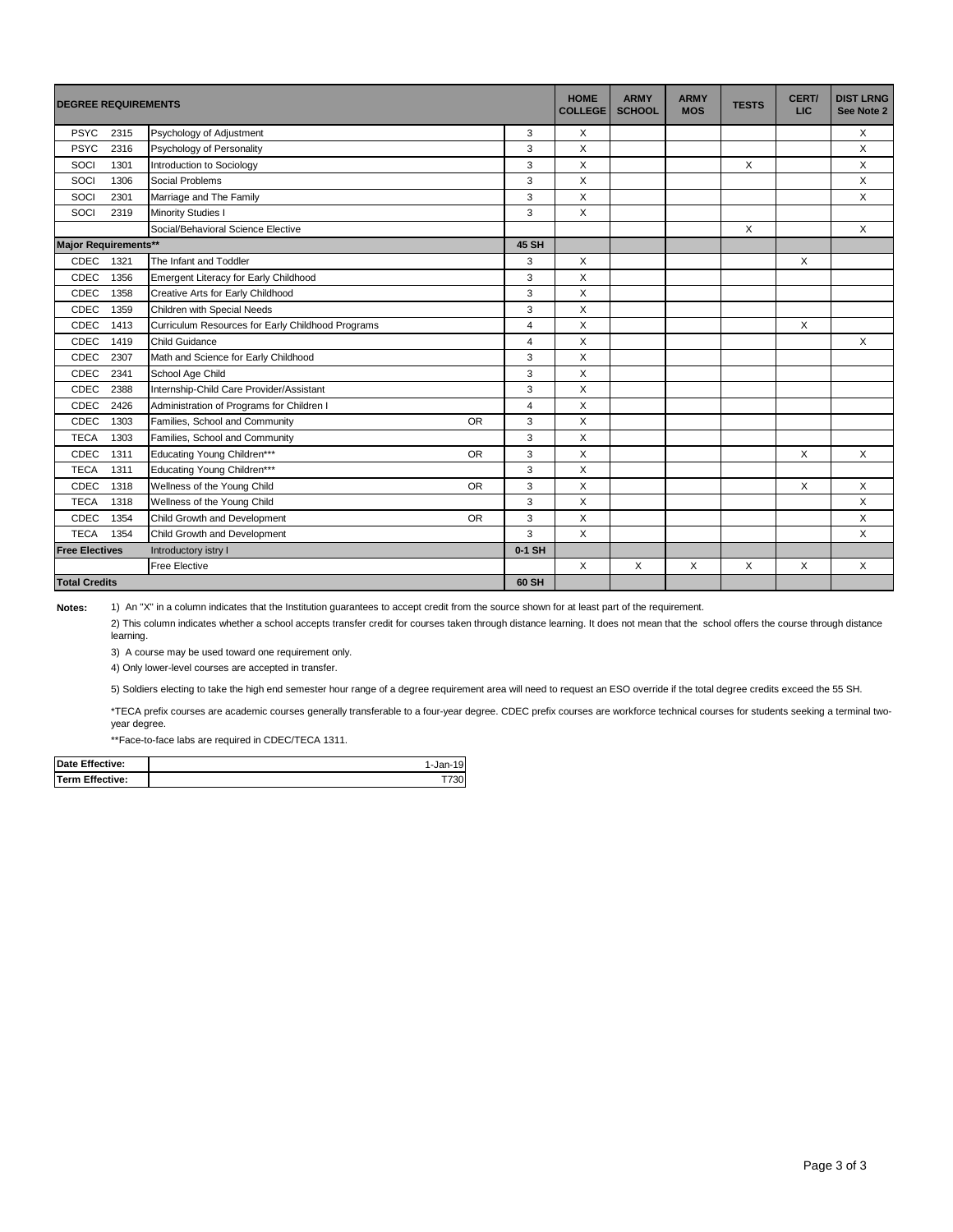| DEGREE REQUIREMENTS | | | | HOME COLLEGE | ARMY SCHOOL | ARMY MOS | TESTS | CERT/ LIC | DIST LRNG See Note 2 |
|---|---|---|---|---|---|---|---|---|---|
| PSYC 2315 | Psychology of Adjustment | | 3 | X | | | | | X |
| PSYC 2316 | Psychology of Personality | | 3 | X | | | | | X |
| SOCI 1301 | Introduction to Sociology | | 3 | X | | | X | | X |
| SOCI 1306 | Social Problems | | 3 | X | | | | | X |
| SOCI 2301 | Marriage and The Family | | 3 | X | | | | | X |
| SOCI 2319 | Minority Studies I | | 3 | X | | | | | |
| | Social/Behavioral Science Elective | | | | | | X | | X |
| **Major Requirements\*\*** | | | **45 SH** | | | | | | |
| CDEC 1321 | The Infant and Toddler | | 3 | X | | | | X | |
| CDEC 1356 | Emergent Literacy for Early Childhood | | 3 | X | | | | | |
| CDEC 1358 | Creative Arts for Early Childhood | | 3 | X | | | | | |
| CDEC 1359 | Children with Special Needs | | 3 | X | | | | | |
| CDEC 1413 | Curriculum Resources for Early Childhood Programs | | 4 | X | | | | X | |
| CDEC 1419 | Child Guidance | | 4 | X | | | | | X |
| CDEC 2307 | Math and Science for Early Childhood | | 3 | X | | | | | |
| CDEC 2341 | School Age Child | | 3 | X | | | | | |
| CDEC 2388 | Internship-Child Care Provider/Assistant | | 3 | X | | | | | |
| CDEC 2426 | Administration of Programs for Children I | | 4 | X | | | | | |
| CDEC 1303 | Families, School and Community | OR | 3 | X | | | | | |
| TECA 1303 | Families, School and Community | | 3 | X | | | | | |
| CDEC 1311 | Educating Young Children\*\*\* | OR | 3 | X | | | | X | X |
| TECA 1311 | Educating Young Children\*\*\* | | 3 | X | | | | | |
| CDEC 1318 | Wellness of the Young Child | OR | 3 | X | | | | X | X |
| TECA 1318 | Wellness of the Young Child | | 3 | X | | | | | X |
| CDEC 1354 | Child Growth and Development | OR | 3 | X | | | | | X |
| TECA 1354 | Child Growth and Development | | 3 | X | | | | | X |
| **Free Electives** | Introductory istry I | | **0-1 SH** | | | | | | |
| | Free Elective | | | X | X | X | X | X | X |
| **Total Credits** | | | **60 SH** | | | | | | |

**Notes:**

1) An "X" in a column indicates that the Institution guarantees to accept credit from the source shown for at least part of the requirement.

2) This column indicates whether a school accepts transfer credit for courses taken through distance learning. It does not mean that the school offers the course through distance learning.

3) A course may be used toward one requirement only.

4) Only lower-level courses are accepted in transfer.

5) Soldiers electing to take the high end semester hour range of a degree requirement area will need to request an ESO override if the total degree credits exceed the 55 SH.

*TECA prefix courses are academic courses generally transferable to a four-year degree. CDEC prefix courses are workforce technical courses for students seeking a terminal two-year degree.

**Face-to-face labs are required in CDEC/TECA 1311.

| | |
|---|---|
| **Date Effective:** | 1-Jan-19 |
| **Term Effective:** | T730 |